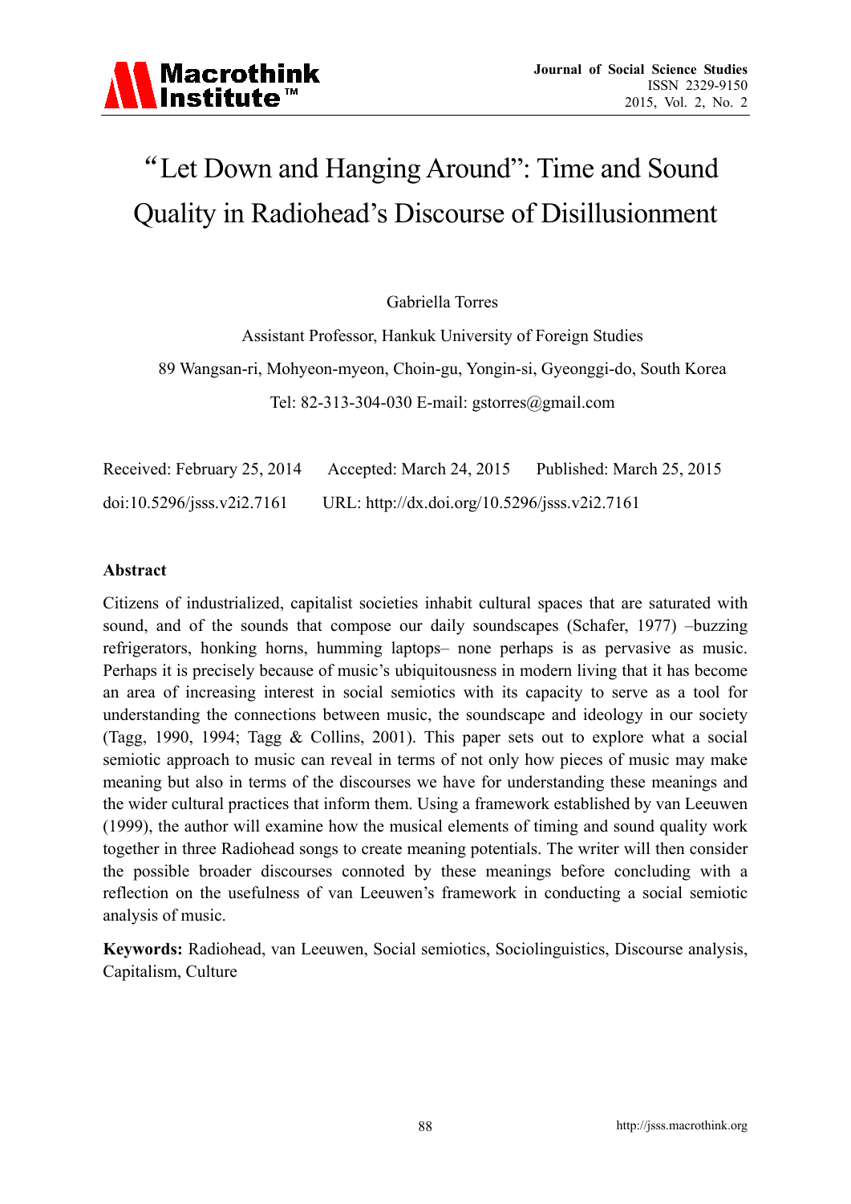# "Let Down and Hanging Around": Time and Sound Quality in Radiohead's Discourse of Disillusionment

Gabriella Torres

Assistant Professor, Hankuk University of Foreign Studies

89 Wangsan-ri, Mohyeon-myeon, Choin-gu, Yongin-si, Gyeonggi-do, South Korea

Tel: 82-313-304-030 E-mail: gstorres@gmail.com

Received: February 25, 2014  Accepted: March 24, 2015  Published: March 25, 2015

doi:10.5296/jsss.v2i2.7161  URL: http://dx.doi.org/10.5296/jsss.v2i2.7161

## Abstract

Citizens of industrialized, capitalist societies inhabit cultural spaces that are saturated with sound, and of the sounds that compose our daily soundscapes (Schafer, 1977) –buzzing refrigerators, honking horns, humming laptops– none perhaps is as pervasive as music. Perhaps it is precisely because of music's ubiquitousness in modern living that it has become an area of increasing interest in social semiotics with its capacity to serve as a tool for understanding the connections between music, the soundscape and ideology in our society (Tagg, 1990, 1994; Tagg & Collins, 2001). This paper sets out to explore what a social semiotic approach to music can reveal in terms of not only how pieces of music may make meaning but also in terms of the discourses we have for understanding these meanings and the wider cultural practices that inform them. Using a framework established by van Leeuwen (1999), the author will examine how the musical elements of timing and sound quality work together in three Radiohead songs to create meaning potentials. The writer will then consider the possible broader discourses connoted by these meanings before concluding with a reflection on the usefulness of van Leeuwen's framework in conducting a social semiotic analysis of music.

**Keywords:** Radiohead, van Leeuwen, Social semiotics, Sociolinguistics, Discourse analysis, Capitalism, Culture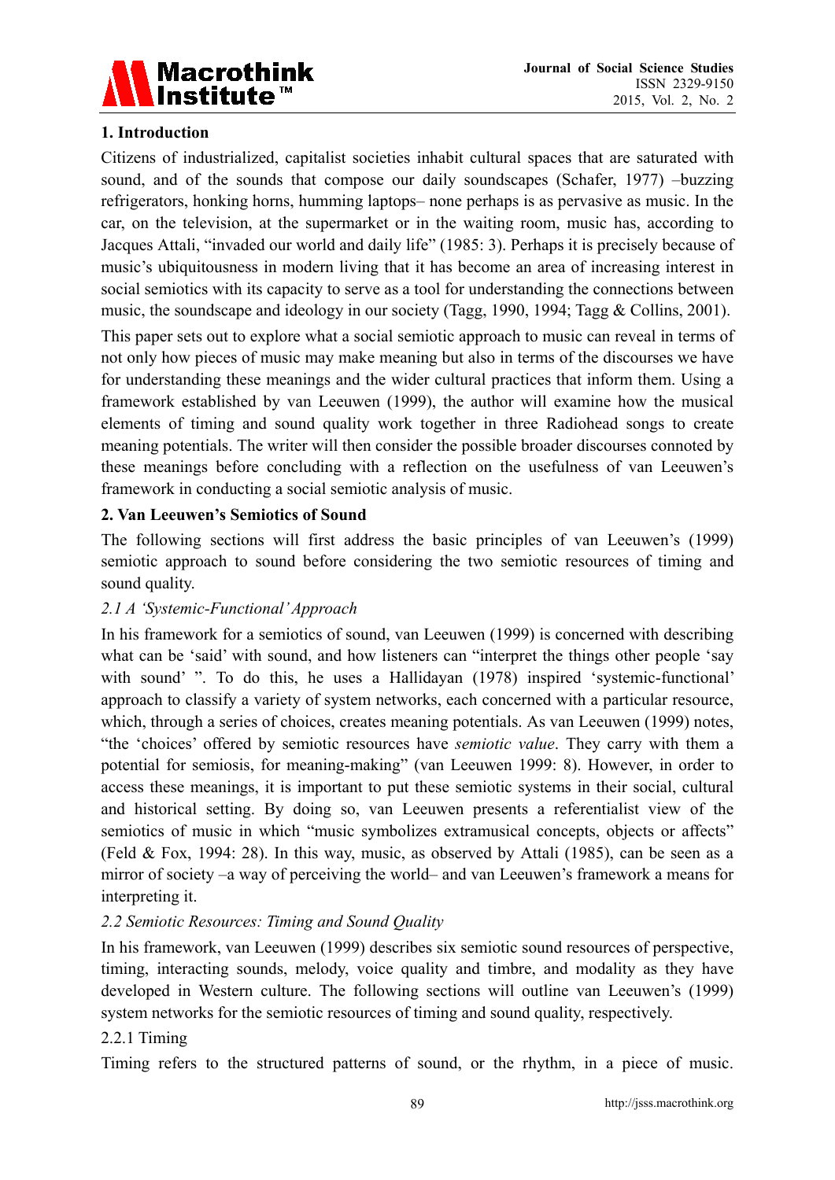## 1. Introduction

Citizens of industrialized, capitalist societies inhabit cultural spaces that are saturated with sound, and of the sounds that compose our daily soundscapes (Schafer, 1977) –buzzing refrigerators, honking horns, humming laptops– none perhaps is as pervasive as music. In the car, on the television, at the supermarket or in the waiting room, music has, according to Jacques Attali, "invaded our world and daily life" (1985: 3). Perhaps it is precisely because of music's ubiquitousness in modern living that it has become an area of increasing interest in social semiotics with its capacity to serve as a tool for understanding the connections between music, the soundscape and ideology in our society (Tagg, 1990, 1994; Tagg & Collins, 2001).

This paper sets out to explore what a social semiotic approach to music can reveal in terms of not only how pieces of music may make meaning but also in terms of the discourses we have for understanding these meanings and the wider cultural practices that inform them. Using a framework established by van Leeuwen (1999), the author will examine how the musical elements of timing and sound quality work together in three Radiohead songs to create meaning potentials. The writer will then consider the possible broader discourses connoted by these meanings before concluding with a reflection on the usefulness of van Leeuwen's framework in conducting a social semiotic analysis of music.

## 2. Van Leeuwen's Semiotics of Sound

The following sections will first address the basic principles of van Leeuwen's (1999) semiotic approach to sound before considering the two semiotic resources of timing and sound quality.

### *2.1 A 'Systemic-Functional' Approach*

In his framework for a semiotics of sound, van Leeuwen (1999) is concerned with describing what can be 'said' with sound, and how listeners can "interpret the things other people 'say with sound' ". To do this, he uses a Hallidayan (1978) inspired 'systemic-functional' approach to classify a variety of system networks, each concerned with a particular resource, which, through a series of choices, creates meaning potentials. As van Leeuwen (1999) notes, "the 'choices' offered by semiotic resources have *semiotic value*. They carry with them a potential for semiosis, for meaning-making" (van Leeuwen 1999: 8). However, in order to access these meanings, it is important to put these semiotic systems in their social, cultural and historical setting. By doing so, van Leeuwen presents a referentialist view of the semiotics of music in which "music symbolizes extramusical concepts, objects or affects" (Feld & Fox, 1994: 28). In this way, music, as observed by Attali (1985), can be seen as a mirror of society –a way of perceiving the world– and van Leeuwen's framework a means for interpreting it.

### *2.2 Semiotic Resources: Timing and Sound Quality*

In his framework, van Leeuwen (1999) describes six semiotic sound resources of perspective, timing, interacting sounds, melody, voice quality and timbre, and modality as they have developed in Western culture. The following sections will outline van Leeuwen's (1999) system networks for the semiotic resources of timing and sound quality, respectively.

#### 2.2.1 Timing

Timing refers to the structured patterns of sound, or the rhythm, in a piece of music.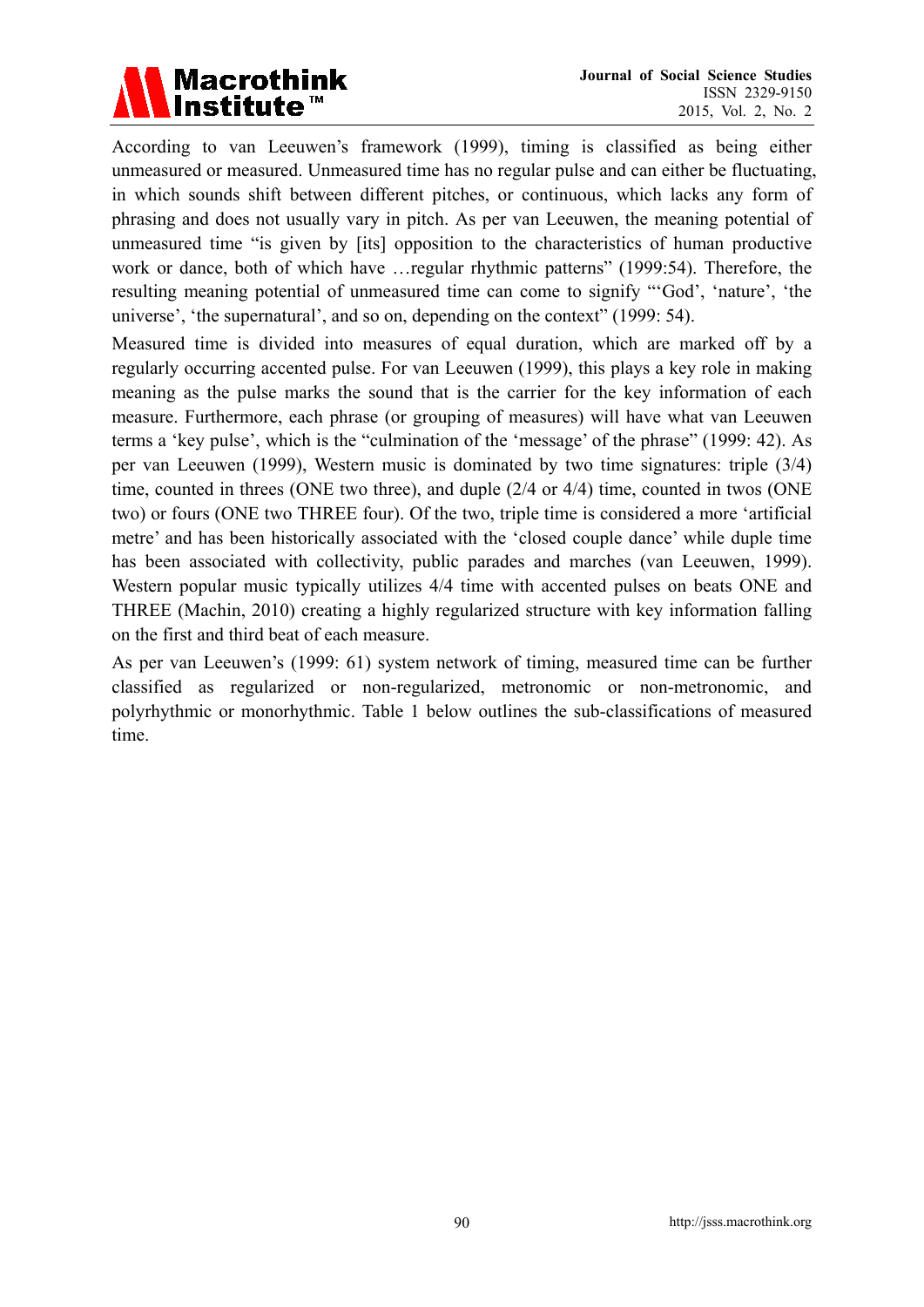According to van Leeuwen's framework (1999), timing is classified as being either unmeasured or measured. Unmeasured time has no regular pulse and can either be fluctuating, in which sounds shift between different pitches, or continuous, which lacks any form of phrasing and does not usually vary in pitch. As per van Leeuwen, the meaning potential of unmeasured time "is given by [its] opposition to the characteristics of human productive work or dance, both of which have …regular rhythmic patterns" (1999:54). Therefore, the resulting meaning potential of unmeasured time can come to signify "'God', 'nature', 'the universe', 'the supernatural', and so on, depending on the context" (1999: 54).

Measured time is divided into measures of equal duration, which are marked off by a regularly occurring accented pulse. For van Leeuwen (1999), this plays a key role in making meaning as the pulse marks the sound that is the carrier for the key information of each measure. Furthermore, each phrase (or grouping of measures) will have what van Leeuwen terms a 'key pulse', which is the "culmination of the 'message' of the phrase" (1999: 42). As per van Leeuwen (1999), Western music is dominated by two time signatures: triple (3/4) time, counted in threes (ONE two three), and duple (2/4 or 4/4) time, counted in twos (ONE two) or fours (ONE two THREE four). Of the two, triple time is considered a more 'artificial metre' and has been historically associated with the 'closed couple dance' while duple time has been associated with collectivity, public parades and marches (van Leeuwen, 1999). Western popular music typically utilizes 4/4 time with accented pulses on beats ONE and THREE (Machin, 2010) creating a highly regularized structure with key information falling on the first and third beat of each measure.

As per van Leeuwen's (1999: 61) system network of timing, measured time can be further classified as regularized or non-regularized, metronomic or non-metronomic, and polyrhythmic or monorhythmic. Table 1 below outlines the sub-classifications of measured time.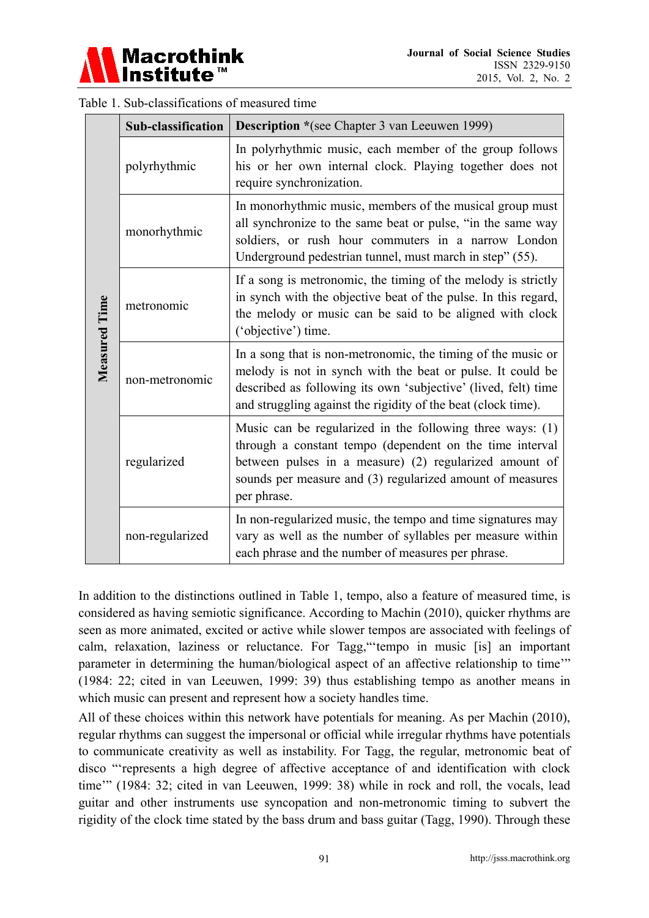Table 1. Sub-classifications of measured time

| | Sub-classification | Description *(see Chapter 3 van Leeuwen 1999) |
|---|---|---|
| Measured Time | polyrhythmic | In polyrhythmic music, each member of the group follows his or her own internal clock. Playing together does not require synchronization. |
| | monorhythmic | In monorhythmic music, members of the musical group must all synchronize to the same beat or pulse, "in the same way soldiers, or rush hour commuters in a narrow London Underground pedestrian tunnel, must march in step" (55). |
| | metronomic | If a song is metronomic, the timing of the melody is strictly in synch with the objective beat of the pulse. In this regard, the melody or music can be said to be aligned with clock ('objective') time. |
| | non-metronomic | In a song that is non-metronomic, the timing of the music or melody is not in synch with the beat or pulse. It could be described as following its own 'subjective' (lived, felt) time and struggling against the rigidity of the beat (clock time). |
| | regularized | Music can be regularized in the following three ways: (1) through a constant tempo (dependent on the time interval between pulses in a measure) (2) regularized amount of sounds per measure and (3) regularized amount of measures per phrase. |
| | non-regularized | In non-regularized music, the tempo and time signatures may vary as well as the number of syllables per measure within each phrase and the number of measures per phrase. |

In addition to the distinctions outlined in Table 1, tempo, also a feature of measured time, is considered as having semiotic significance. According to Machin (2010), quicker rhythms are seen as more animated, excited or active while slower tempos are associated with feelings of calm, relaxation, laziness or reluctance. For Tagg,"'tempo in music [is] an important parameter in determining the human/biological aspect of an affective relationship to time'" (1984: 22; cited in van Leeuwen, 1999: 39) thus establishing tempo as another means in which music can present and represent how a society handles time.

All of these choices within this network have potentials for meaning. As per Machin (2010), regular rhythms can suggest the impersonal or official while irregular rhythms have potentials to communicate creativity as well as instability. For Tagg, the regular, metronomic beat of disco "'represents a high degree of affective acceptance of and identification with clock time'" (1984: 32; cited in van Leeuwen, 1999: 38) while in rock and roll, the vocals, lead guitar and other instruments use syncopation and non-metronomic timing to subvert the rigidity of the clock time stated by the bass drum and bass guitar (Tagg, 1990). Through these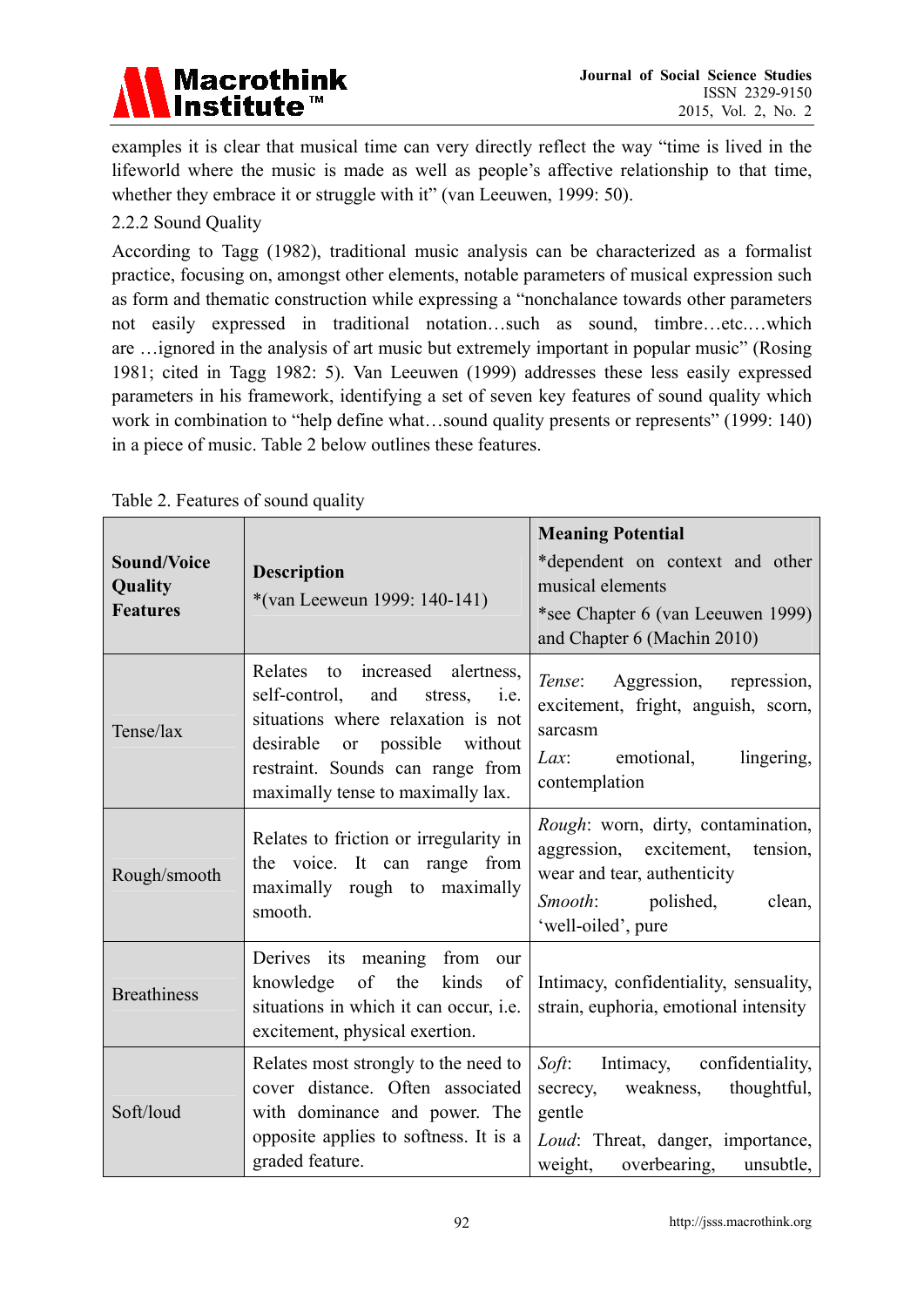examples it is clear that musical time can very directly reflect the way "time is lived in the lifeworld where the music is made as well as people's affective relationship to that time, whether they embrace it or struggle with it" (van Leeuwen, 1999: 50).

2.2.2 Sound Quality

According to Tagg (1982), traditional music analysis can be characterized as a formalist practice, focusing on, amongst other elements, notable parameters of musical expression such as form and thematic construction while expressing a "nonchalance towards other parameters not easily expressed in traditional notation…such as sound, timbre…etc.…which are …ignored in the analysis of art music but extremely important in popular music" (Rosing 1981; cited in Tagg 1982: 5). Van Leeuwen (1999) addresses these less easily expressed parameters in his framework, identifying a set of seven key features of sound quality which work in combination to "help define what…sound quality presents or represents" (1999: 140) in a piece of music. Table 2 below outlines these features.

Table 2. Features of sound quality

| **Sound/Voice Quality Features** | **Description** *(van Leeweun 1999: 140-141) | **Meaning Potential** *dependent on context and other musical elements *see Chapter 6 (van Leeuwen 1999) and Chapter 6 (Machin 2010) |
|---|---|---|
| Tense/lax | Relates to increased alertness, self-control, and stress, i.e. situations where relaxation is not desirable or possible without restraint. Sounds can range from maximally tense to maximally lax. | *Tense*: Aggression, repression, excitement, fright, anguish, scorn, sarcasm *Lax*: emotional, lingering, contemplation |
| Rough/smooth | Relates to friction or irregularity in the voice. It can range from maximally rough to maximally smooth. | *Rough*: worn, dirty, contamination, aggression, excitement, tension, wear and tear, authenticity *Smooth*: polished, clean, 'well-oiled', pure |
| Breathiness | Derives its meaning from our knowledge of the kinds of situations in which it can occur, i.e. excitement, physical exertion. | Intimacy, confidentiality, sensuality, strain, euphoria, emotional intensity |
| Soft/loud | Relates most strongly to the need to cover distance. Often associated with dominance and power. The opposite applies to softness. It is a graded feature. | *Soft*: Intimacy, confidentiality, secrecy, weakness, thoughtful, gentle *Loud*: Threat, danger, importance, weight, overbearing, unsubtle, |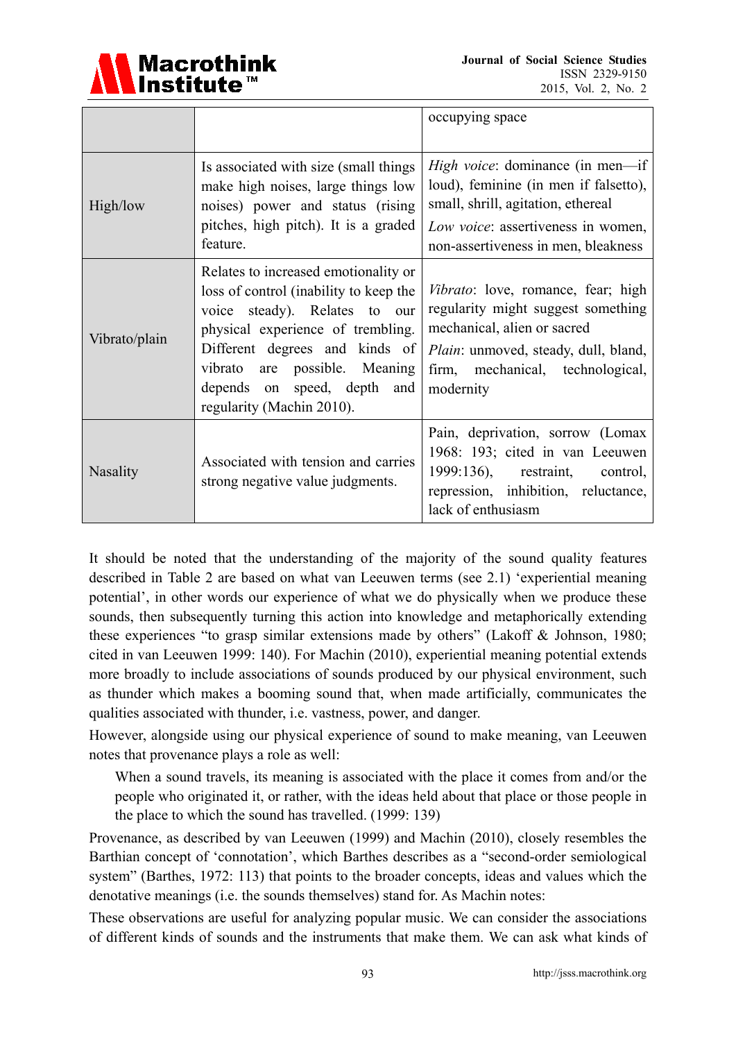| | | |
|---|---|---|
| | | occupying space |
| High/low | Is associated with size (small things make high noises, large things low noises) power and status (rising pitches, high pitch). It is a graded feature. | *High voice*: dominance (in men—if loud), feminine (in men if falsetto), small, shrill, agitation, ethereal<br>*Low voice*: assertiveness in women, non-assertiveness in men, bleakness |
| Vibrato/plain | Relates to increased emotionality or loss of control (inability to keep the voice steady). Relates to our physical experience of trembling. Different degrees and kinds of vibrato are possible. Meaning depends on speed, depth and regularity (Machin 2010). | *Vibrato*: love, romance, fear; high regularity might suggest something mechanical, alien or sacred<br>*Plain*: unmoved, steady, dull, bland, firm, mechanical, technological, modernity |
| Nasality | Associated with tension and carries strong negative value judgments. | Pain, deprivation, sorrow (Lomax 1968: 193; cited in van Leeuwen 1999:136), restraint, control, repression, inhibition, reluctance, lack of enthusiasm |

It should be noted that the understanding of the majority of the sound quality features described in Table 2 are based on what van Leeuwen terms (see 2.1) 'experiential meaning potential', in other words our experience of what we do physically when we produce these sounds, then subsequently turning this action into knowledge and metaphorically extending these experiences "to grasp similar extensions made by others" (Lakoff & Johnson, 1980; cited in van Leeuwen 1999: 140). For Machin (2010), experiential meaning potential extends more broadly to include associations of sounds produced by our physical environment, such as thunder which makes a booming sound that, when made artificially, communicates the qualities associated with thunder, i.e. vastness, power, and danger.

However, alongside using our physical experience of sound to make meaning, van Leeuwen notes that provenance plays a role as well:

> When a sound travels, its meaning is associated with the place it comes from and/or the people who originated it, or rather, with the ideas held about that place or those people in the place to which the sound has travelled. (1999: 139)

Provenance, as described by van Leeuwen (1999) and Machin (2010), closely resembles the Barthian concept of 'connotation', which Barthes describes as a "second-order semiological system" (Barthes, 1972: 113) that points to the broader concepts, ideas and values which the denotative meanings (i.e. the sounds themselves) stand for. As Machin notes:

These observations are useful for analyzing popular music. We can consider the associations of different kinds of sounds and the instruments that make them. We can ask what kinds of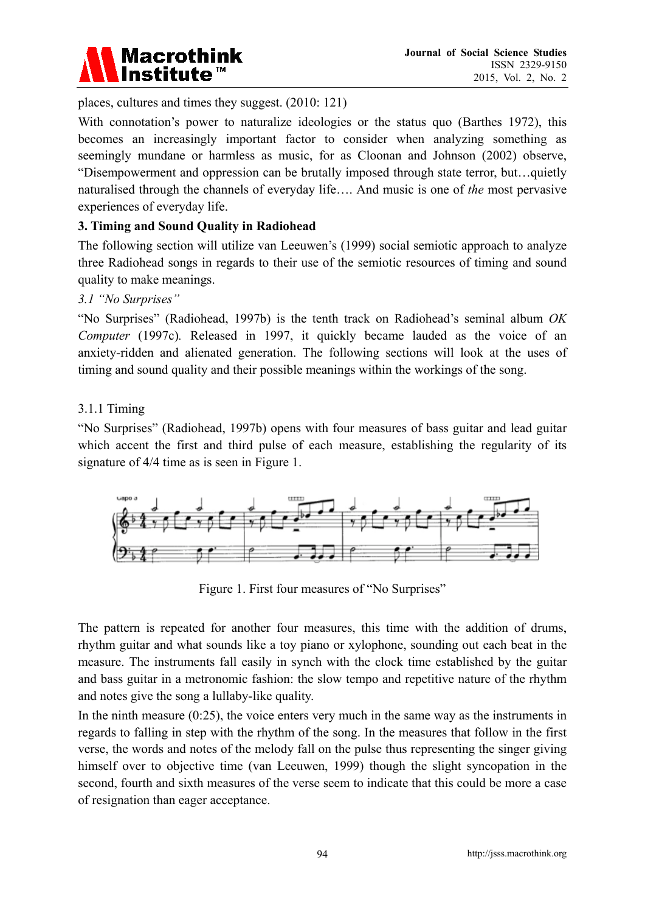places, cultures and times they suggest. (2010: 121)

With connotation's power to naturalize ideologies or the status quo (Barthes 1972), this becomes an increasingly important factor to consider when analyzing something as seemingly mundane or harmless as music, for as Cloonan and Johnson (2002) observe, "Disempowerment and oppression can be brutally imposed through state terror, but…quietly naturalised through the channels of everyday life…. And music is one of *the* most pervasive experiences of everyday life.

## 3. Timing and Sound Quality in Radiohead

The following section will utilize van Leeuwen's (1999) social semiotic approach to analyze three Radiohead songs in regards to their use of the semiotic resources of timing and sound quality to make meanings.

### *3.1 "No Surprises"*

"No Surprises" (Radiohead, 1997b) is the tenth track on Radiohead's seminal album *OK Computer* (1997c). Released in 1997, it quickly became lauded as the voice of an anxiety-ridden and alienated generation. The following sections will look at the uses of timing and sound quality and their possible meanings within the workings of the song.

#### 3.1.1 Timing

"No Surprises" (Radiohead, 1997b) opens with four measures of bass guitar and lead guitar which accent the first and third pulse of each measure, establishing the regularity of its signature of 4/4 time as is seen in Figure 1.

Figure 1. First four measures of "No Surprises"

The pattern is repeated for another four measures, this time with the addition of drums, rhythm guitar and what sounds like a toy piano or xylophone, sounding out each beat in the measure. The instruments fall easily in synch with the clock time established by the guitar and bass guitar in a metronomic fashion: the slow tempo and repetitive nature of the rhythm and notes give the song a lullaby-like quality.

In the ninth measure (0:25), the voice enters very much in the same way as the instruments in regards to falling in step with the rhythm of the song. In the measures that follow in the first verse, the words and notes of the melody fall on the pulse thus representing the singer giving himself over to objective time (van Leeuwen, 1999) though the slight syncopation in the second, fourth and sixth measures of the verse seem to indicate that this could be more a case of resignation than eager acceptance.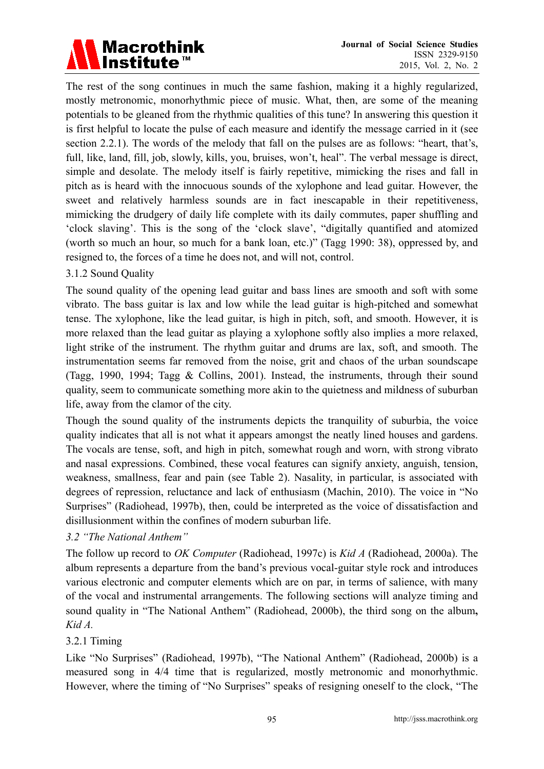The rest of the song continues in much the same fashion, making it a highly regularized, mostly metronomic, monorhythmic piece of music. What, then, are some of the meaning potentials to be gleaned from the rhythmic qualities of this tune? In answering this question it is first helpful to locate the pulse of each measure and identify the message carried in it (see section 2.2.1). The words of the melody that fall on the pulses are as follows: "heart, that's, full, like, land, fill, job, slowly, kills, you, bruises, won't, heal". The verbal message is direct, simple and desolate. The melody itself is fairly repetitive, mimicking the rises and fall in pitch as is heard with the innocuous sounds of the xylophone and lead guitar. However, the sweet and relatively harmless sounds are in fact inescapable in their repetitiveness, mimicking the drudgery of daily life complete with its daily commutes, paper shuffling and 'clock slaving'. This is the song of the 'clock slave', "digitally quantified and atomized (worth so much an hour, so much for a bank loan, etc.)" (Tagg 1990: 38), oppressed by, and resigned to, the forces of a time he does not, and will not, control.

### 3.1.2 Sound Quality

The sound quality of the opening lead guitar and bass lines are smooth and soft with some vibrato. The bass guitar is lax and low while the lead guitar is high-pitched and somewhat tense. The xylophone, like the lead guitar, is high in pitch, soft, and smooth. However, it is more relaxed than the lead guitar as playing a xylophone softly also implies a more relaxed, light strike of the instrument. The rhythm guitar and drums are lax, soft, and smooth. The instrumentation seems far removed from the noise, grit and chaos of the urban soundscape (Tagg, 1990, 1994; Tagg & Collins, 2001). Instead, the instruments, through their sound quality, seem to communicate something more akin to the quietness and mildness of suburban life, away from the clamor of the city.

Though the sound quality of the instruments depicts the tranquility of suburbia, the voice quality indicates that all is not what it appears amongst the neatly lined houses and gardens. The vocals are tense, soft, and high in pitch, somewhat rough and worn, with strong vibrato and nasal expressions. Combined, these vocal features can signify anxiety, anguish, tension, weakness, smallness, fear and pain (see Table 2). Nasality, in particular, is associated with degrees of repression, reluctance and lack of enthusiasm (Machin, 2010). The voice in "No Surprises" (Radiohead, 1997b), then, could be interpreted as the voice of dissatisfaction and disillusionment within the confines of modern suburban life.

## *3.2 "The National Anthem"*

The follow up record to *OK Computer* (Radiohead, 1997c) is *Kid A* (Radiohead, 2000a). The album represents a departure from the band's previous vocal-guitar style rock and introduces various electronic and computer elements which are on par, in terms of salience, with many of the vocal and instrumental arrangements. The following sections will analyze timing and sound quality in "The National Anthem" (Radiohead, 2000b), the third song on the album**,** *Kid A.*

### 3.2.1 Timing

Like "No Surprises" (Radiohead, 1997b), "The National Anthem" (Radiohead, 2000b) is a measured song in 4/4 time that is regularized, mostly metronomic and monorhythmic. However, where the timing of "No Surprises" speaks of resigning oneself to the clock, "The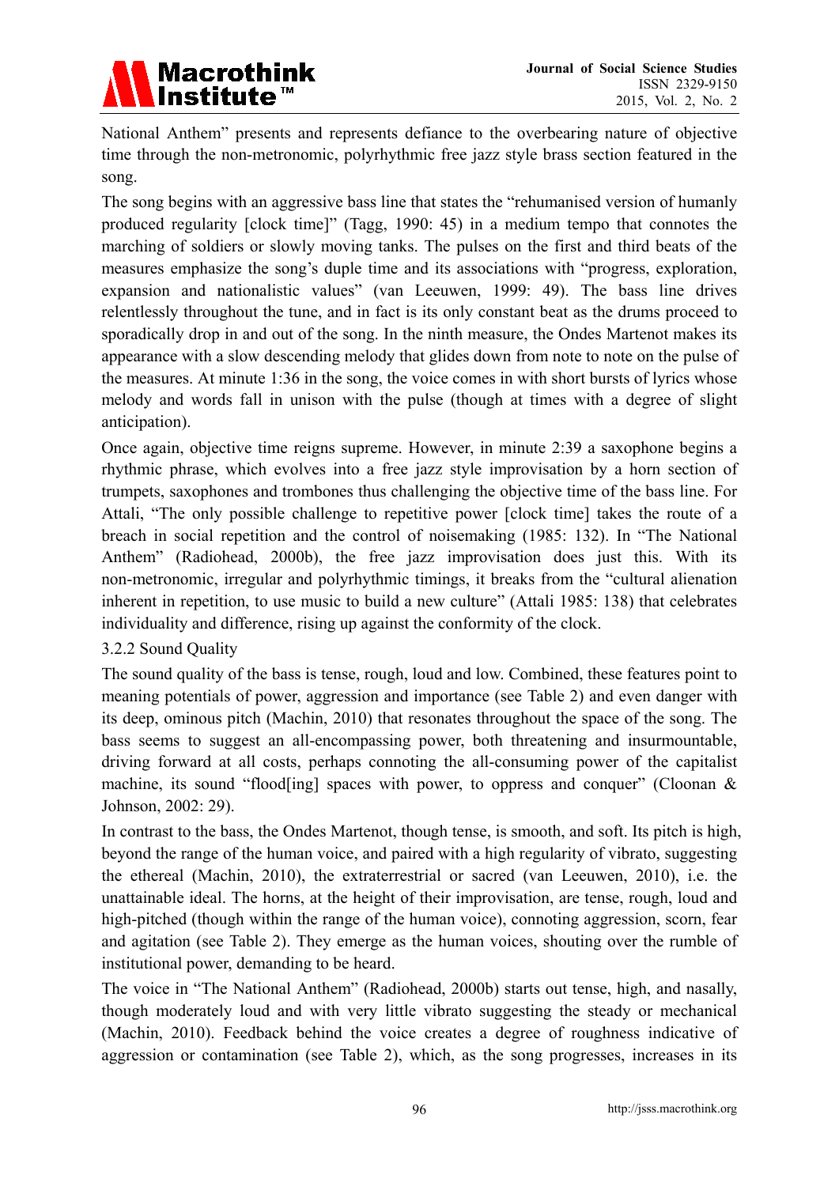National Anthem" presents and represents defiance to the overbearing nature of objective time through the non-metronomic, polyrhythmic free jazz style brass section featured in the song.

The song begins with an aggressive bass line that states the "rehumanised version of humanly produced regularity [clock time]" (Tagg, 1990: 45) in a medium tempo that connotes the marching of soldiers or slowly moving tanks. The pulses on the first and third beats of the measures emphasize the song's duple time and its associations with "progress, exploration, expansion and nationalistic values" (van Leeuwen, 1999: 49). The bass line drives relentlessly throughout the tune, and in fact is its only constant beat as the drums proceed to sporadically drop in and out of the song. In the ninth measure, the Ondes Martenot makes its appearance with a slow descending melody that glides down from note to note on the pulse of the measures. At minute 1:36 in the song, the voice comes in with short bursts of lyrics whose melody and words fall in unison with the pulse (though at times with a degree of slight anticipation).

Once again, objective time reigns supreme. However, in minute 2:39 a saxophone begins a rhythmic phrase, which evolves into a free jazz style improvisation by a horn section of trumpets, saxophones and trombones thus challenging the objective time of the bass line. For Attali, "The only possible challenge to repetitive power [clock time] takes the route of a breach in social repetition and the control of noisemaking (1985: 132). In "The National Anthem" (Radiohead, 2000b), the free jazz improvisation does just this. With its non-metronomic, irregular and polyrhythmic timings, it breaks from the "cultural alienation inherent in repetition, to use music to build a new culture" (Attali 1985: 138) that celebrates individuality and difference, rising up against the conformity of the clock.

3.2.2 Sound Quality

The sound quality of the bass is tense, rough, loud and low. Combined, these features point to meaning potentials of power, aggression and importance (see Table 2) and even danger with its deep, ominous pitch (Machin, 2010) that resonates throughout the space of the song. The bass seems to suggest an all-encompassing power, both threatening and insurmountable, driving forward at all costs, perhaps connoting the all-consuming power of the capitalist machine, its sound "flood[ing] spaces with power, to oppress and conquer" (Cloonan & Johnson, 2002: 29).

In contrast to the bass, the Ondes Martenot, though tense, is smooth, and soft. Its pitch is high, beyond the range of the human voice, and paired with a high regularity of vibrato, suggesting the ethereal (Machin, 2010), the extraterrestrial or sacred (van Leeuwen, 2010), i.e. the unattainable ideal. The horns, at the height of their improvisation, are tense, rough, loud and high-pitched (though within the range of the human voice), connoting aggression, scorn, fear and agitation (see Table 2). They emerge as the human voices, shouting over the rumble of institutional power, demanding to be heard.

The voice in "The National Anthem" (Radiohead, 2000b) starts out tense, high, and nasally, though moderately loud and with very little vibrato suggesting the steady or mechanical (Machin, 2010). Feedback behind the voice creates a degree of roughness indicative of aggression or contamination (see Table 2), which, as the song progresses, increases in its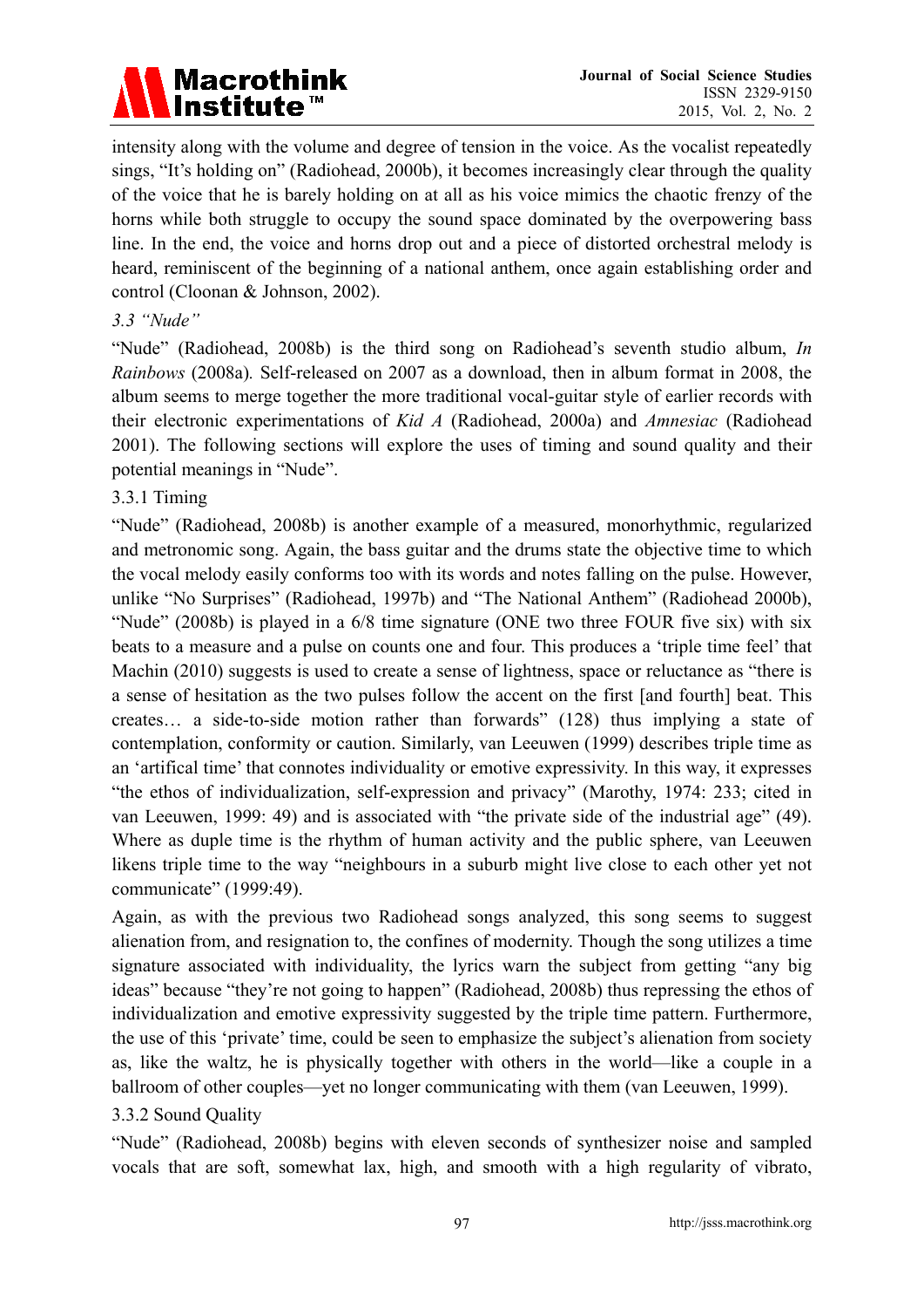intensity along with the volume and degree of tension in the voice. As the vocalist repeatedly sings, "It's holding on" (Radiohead, 2000b), it becomes increasingly clear through the quality of the voice that he is barely holding on at all as his voice mimics the chaotic frenzy of the horns while both struggle to occupy the sound space dominated by the overpowering bass line. In the end, the voice and horns drop out and a piece of distorted orchestral melody is heard, reminiscent of the beginning of a national anthem, once again establishing order and control (Cloonan & Johnson, 2002).

### *3.3 "Nude"*

"Nude" (Radiohead, 2008b) is the third song on Radiohead's seventh studio album, *In Rainbows* (2008a)*.* Self-released on 2007 as a download, then in album format in 2008, the album seems to merge together the more traditional vocal-guitar style of earlier records with their electronic experimentations of *Kid A* (Radiohead, 2000a) and *Amnesiac* (Radiohead 2001). The following sections will explore the uses of timing and sound quality and their potential meanings in "Nude".

#### 3.3.1 Timing

"Nude" (Radiohead, 2008b) is another example of a measured, monorhythmic, regularized and metronomic song. Again, the bass guitar and the drums state the objective time to which the vocal melody easily conforms too with its words and notes falling on the pulse. However, unlike "No Surprises" (Radiohead, 1997b) and "The National Anthem" (Radiohead 2000b), "Nude" (2008b) is played in a 6/8 time signature (ONE two three FOUR five six) with six beats to a measure and a pulse on counts one and four. This produces a 'triple time feel' that Machin (2010) suggests is used to create a sense of lightness, space or reluctance as "there is a sense of hesitation as the two pulses follow the accent on the first [and fourth] beat. This creates… a side-to-side motion rather than forwards" (128) thus implying a state of contemplation, conformity or caution. Similarly, van Leeuwen (1999) describes triple time as an 'artifical time' that connotes individuality or emotive expressivity. In this way, it expresses "the ethos of individualization, self-expression and privacy" (Marothy, 1974: 233; cited in van Leeuwen, 1999: 49) and is associated with "the private side of the industrial age" (49). Where as duple time is the rhythm of human activity and the public sphere, van Leeuwen likens triple time to the way "neighbours in a suburb might live close to each other yet not communicate" (1999:49).

Again, as with the previous two Radiohead songs analyzed, this song seems to suggest alienation from, and resignation to, the confines of modernity. Though the song utilizes a time signature associated with individuality, the lyrics warn the subject from getting "any big ideas" because "they're not going to happen" (Radiohead, 2008b) thus repressing the ethos of individualization and emotive expressivity suggested by the triple time pattern. Furthermore, the use of this 'private' time, could be seen to emphasize the subject's alienation from society as, like the waltz, he is physically together with others in the world—like a couple in a ballroom of other couples—yet no longer communicating with them (van Leeuwen, 1999).

#### 3.3.2 Sound Quality

"Nude" (Radiohead, 2008b) begins with eleven seconds of synthesizer noise and sampled vocals that are soft, somewhat lax, high, and smooth with a high regularity of vibrato,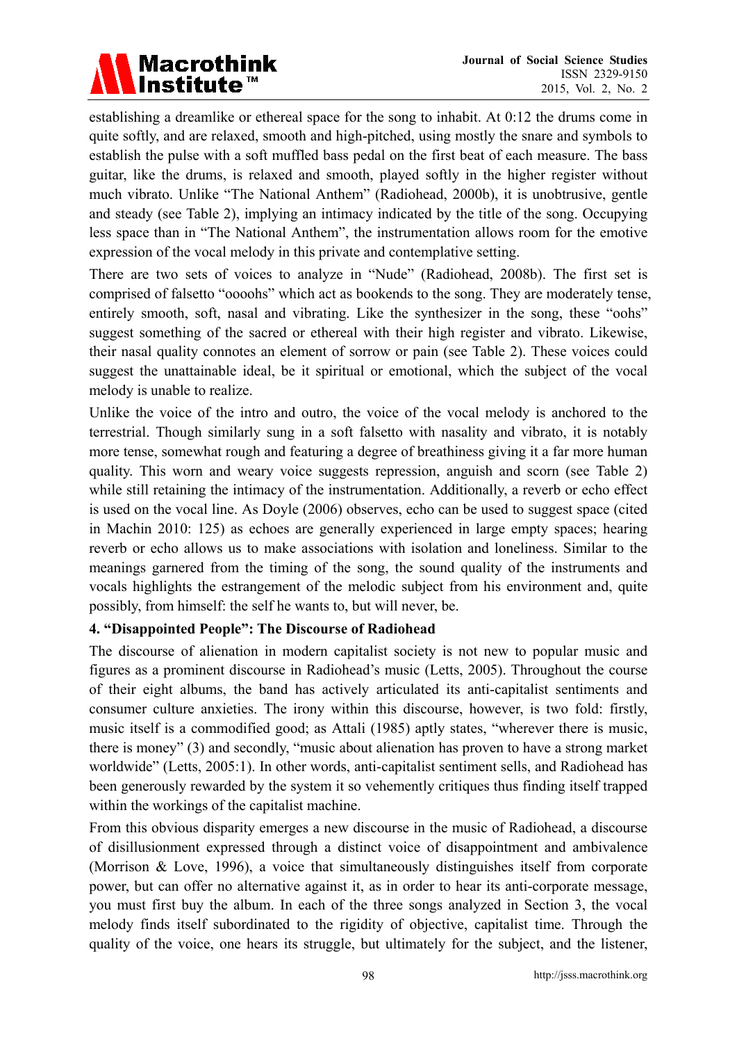establishing a dreamlike or ethereal space for the song to inhabit. At 0:12 the drums come in quite softly, and are relaxed, smooth and high-pitched, using mostly the snare and symbols to establish the pulse with a soft muffled bass pedal on the first beat of each measure. The bass guitar, like the drums, is relaxed and smooth, played softly in the higher register without much vibrato. Unlike "The National Anthem" (Radiohead, 2000b), it is unobtrusive, gentle and steady (see Table 2), implying an intimacy indicated by the title of the song. Occupying less space than in "The National Anthem", the instrumentation allows room for the emotive expression of the vocal melody in this private and contemplative setting.

There are two sets of voices to analyze in "Nude" (Radiohead, 2008b). The first set is comprised of falsetto "oooohs" which act as bookends to the song. They are moderately tense, entirely smooth, soft, nasal and vibrating. Like the synthesizer in the song, these "oohs" suggest something of the sacred or ethereal with their high register and vibrato. Likewise, their nasal quality connotes an element of sorrow or pain (see Table 2). These voices could suggest the unattainable ideal, be it spiritual or emotional, which the subject of the vocal melody is unable to realize.

Unlike the voice of the intro and outro, the voice of the vocal melody is anchored to the terrestrial. Though similarly sung in a soft falsetto with nasality and vibrato, it is notably more tense, somewhat rough and featuring a degree of breathiness giving it a far more human quality. This worn and weary voice suggests repression, anguish and scorn (see Table 2) while still retaining the intimacy of the instrumentation. Additionally, a reverb or echo effect is used on the vocal line. As Doyle (2006) observes, echo can be used to suggest space (cited in Machin 2010: 125) as echoes are generally experienced in large empty spaces; hearing reverb or echo allows us to make associations with isolation and loneliness. Similar to the meanings garnered from the timing of the song, the sound quality of the instruments and vocals highlights the estrangement of the melodic subject from his environment and, quite possibly, from himself: the self he wants to, but will never, be.

## 4. "Disappointed People": The Discourse of Radiohead

The discourse of alienation in modern capitalist society is not new to popular music and figures as a prominent discourse in Radiohead's music (Letts, 2005). Throughout the course of their eight albums, the band has actively articulated its anti-capitalist sentiments and consumer culture anxieties. The irony within this discourse, however, is two fold: firstly, music itself is a commodified good; as Attali (1985) aptly states, "wherever there is music, there is money" (3) and secondly, "music about alienation has proven to have a strong market worldwide" (Letts, 2005:1). In other words, anti-capitalist sentiment sells, and Radiohead has been generously rewarded by the system it so vehemently critiques thus finding itself trapped within the workings of the capitalist machine.

From this obvious disparity emerges a new discourse in the music of Radiohead, a discourse of disillusionment expressed through a distinct voice of disappointment and ambivalence (Morrison & Love, 1996), a voice that simultaneously distinguishes itself from corporate power, but can offer no alternative against it, as in order to hear its anti-corporate message, you must first buy the album. In each of the three songs analyzed in Section 3, the vocal melody finds itself subordinated to the rigidity of objective, capitalist time. Through the quality of the voice, one hears its struggle, but ultimately for the subject, and the listener,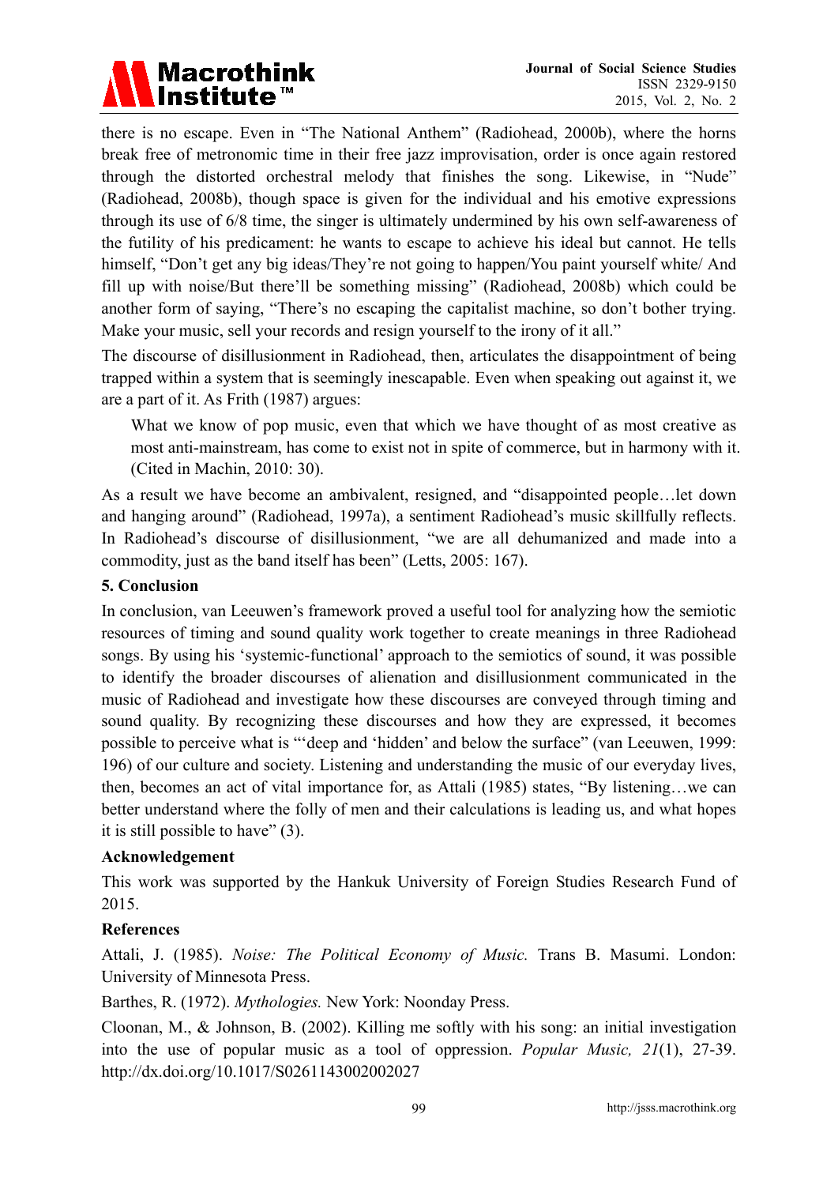there is no escape. Even in "The National Anthem" (Radiohead, 2000b), where the horns break free of metronomic time in their free jazz improvisation, order is once again restored through the distorted orchestral melody that finishes the song. Likewise, in "Nude" (Radiohead, 2008b), though space is given for the individual and his emotive expressions through its use of 6/8 time, the singer is ultimately undermined by his own self-awareness of the futility of his predicament: he wants to escape to achieve his ideal but cannot. He tells himself, "Don't get any big ideas/They're not going to happen/You paint yourself white/ And fill up with noise/But there'll be something missing" (Radiohead, 2008b) which could be another form of saying, "There's no escaping the capitalist machine, so don't bother trying. Make your music, sell your records and resign yourself to the irony of it all."

The discourse of disillusionment in Radiohead, then, articulates the disappointment of being trapped within a system that is seemingly inescapable. Even when speaking out against it, we are a part of it. As Frith (1987) argues:

> What we know of pop music, even that which we have thought of as most creative as most anti-mainstream, has come to exist not in spite of commerce, but in harmony with it. (Cited in Machin, 2010: 30).

As a result we have become an ambivalent, resigned, and "disappointed people…let down and hanging around" (Radiohead, 1997a), a sentiment Radiohead's music skillfully reflects. In Radiohead's discourse of disillusionment, "we are all dehumanized and made into a commodity, just as the band itself has been" (Letts, 2005: 167).

## 5. Conclusion

In conclusion, van Leeuwen's framework proved a useful tool for analyzing how the semiotic resources of timing and sound quality work together to create meanings in three Radiohead songs. By using his 'systemic-functional' approach to the semiotics of sound, it was possible to identify the broader discourses of alienation and disillusionment communicated in the music of Radiohead and investigate how these discourses are conveyed through timing and sound quality. By recognizing these discourses and how they are expressed, it becomes possible to perceive what is "'deep and 'hidden' and below the surface" (van Leeuwen, 1999: 196) of our culture and society. Listening and understanding the music of our everyday lives, then, becomes an act of vital importance for, as Attali (1985) states, "By listening…we can better understand where the folly of men and their calculations is leading us, and what hopes it is still possible to have" (3).

## Acknowledgement

This work was supported by the Hankuk University of Foreign Studies Research Fund of 2015.

## References

Attali, J. (1985). *Noise: The Political Economy of Music.* Trans B. Masumi. London: University of Minnesota Press.

Barthes, R. (1972). *Mythologies.* New York: Noonday Press.

Cloonan, M., & Johnson, B. (2002). Killing me softly with his song: an initial investigation into the use of popular music as a tool of oppression. *Popular Music, 21*(1), 27-39. http://dx.doi.org/10.1017/S0261143002002027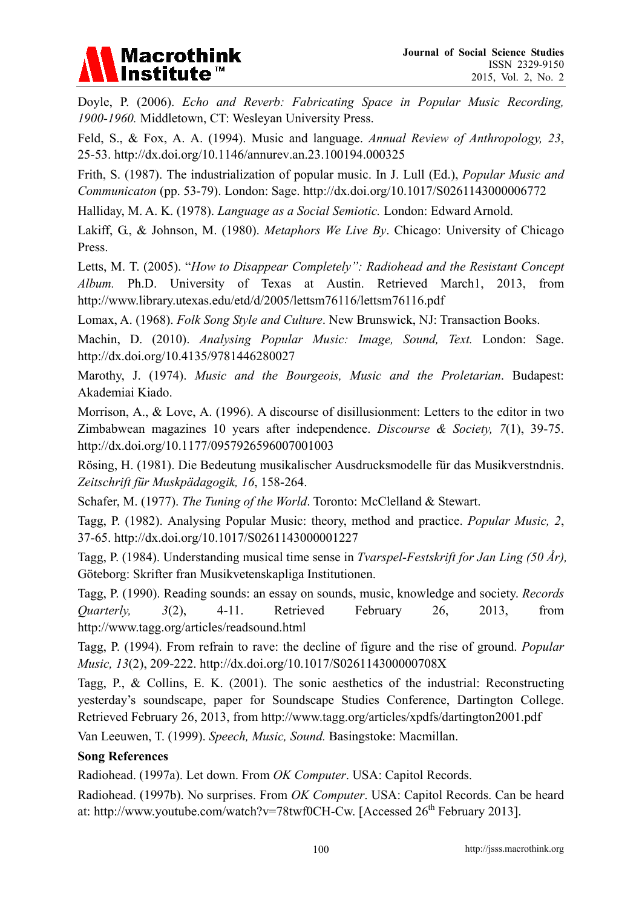Doyle, P. (2006). *Echo and Reverb: Fabricating Space in Popular Music Recording, 1900-1960.* Middletown, CT: Wesleyan University Press.

Feld, S., & Fox, A. A. (1994). Music and language. *Annual Review of Anthropology, 23*, 25-53. http://dx.doi.org/10.1146/annurev.an.23.100194.000325

Frith, S. (1987). The industrialization of popular music. In J. Lull (Ed.), *Popular Music and Communicaton* (pp. 53-79). London: Sage. http://dx.doi.org/10.1017/S0261143000006772

Halliday, M. A. K. (1978). *Language as a Social Semiotic.* London: Edward Arnold.

Lakiff, G., & Johnson, M. (1980). *Metaphors We Live By*. Chicago: University of Chicago Press.

Letts, M. T. (2005). "*How to Disappear Completely": Radiohead and the Resistant Concept Album.* Ph.D. University of Texas at Austin. Retrieved March1, 2013, from http://www.library.utexas.edu/etd/d/2005/lettsm76116/lettsm76116.pdf

Lomax, A. (1968). *Folk Song Style and Culture*. New Brunswick, NJ: Transaction Books.

Machin, D. (2010). *Analysing Popular Music: Image, Sound, Text.* London: Sage. http://dx.doi.org/10.4135/9781446280027

Marothy, J. (1974). *Music and the Bourgeois, Music and the Proletarian*. Budapest: Akademiai Kiado.

Morrison, A., & Love, A. (1996). A discourse of disillusionment: Letters to the editor in two Zimbabwean magazines 10 years after independence. *Discourse & Society, 7*(1), 39-75. http://dx.doi.org/10.1177/0957926596007001003

Rösing, H. (1981). Die Bedeutung musikalischer Ausdrucksmodelle für das Musikverstndnis. *Zeitschrift für Muskpädagogik, 16*, 158-264.

Schafer, M. (1977). *The Tuning of the World*. Toronto: McClelland & Stewart.

Tagg, P. (1982). Analysing Popular Music: theory, method and practice. *Popular Music, 2*, 37-65. http://dx.doi.org/10.1017/S0261143000001227

Tagg, P. (1984). Understanding musical time sense in *Tvarspel-Festskrift for Jan Ling (50 År),* Göteborg: Skrifter fran Musikvetenskapliga Institutionen.

Tagg, P. (1990). Reading sounds: an essay on sounds, music, knowledge and society. *Records Quarterly, 3*(2), 4-11. Retrieved February 26, 2013, from http://www.tagg.org/articles/readsound.html

Tagg, P. (1994). From refrain to rave: the decline of figure and the rise of ground. *Popular Music, 13*(2), 209-222. http://dx.doi.org/10.1017/S026114300000708X

Tagg, P., & Collins, E. K. (2001). The sonic aesthetics of the industrial: Reconstructing yesterday's soundscape, paper for Soundscape Studies Conference, Dartington College. Retrieved February 26, 2013, from http://www.tagg.org/articles/xpdfs/dartington2001.pdf

Van Leeuwen, T. (1999). *Speech, Music, Sound.* Basingstoke: Macmillan.

**Song References**

Radiohead. (1997a). Let down. From *OK Computer*. USA: Capitol Records.

Radiohead. (1997b). No surprises. From *OK Computer*. USA: Capitol Records. Can be heard at: http://www.youtube.com/watch?v=78twf0CH-Cw. [Accessed 26th February 2013].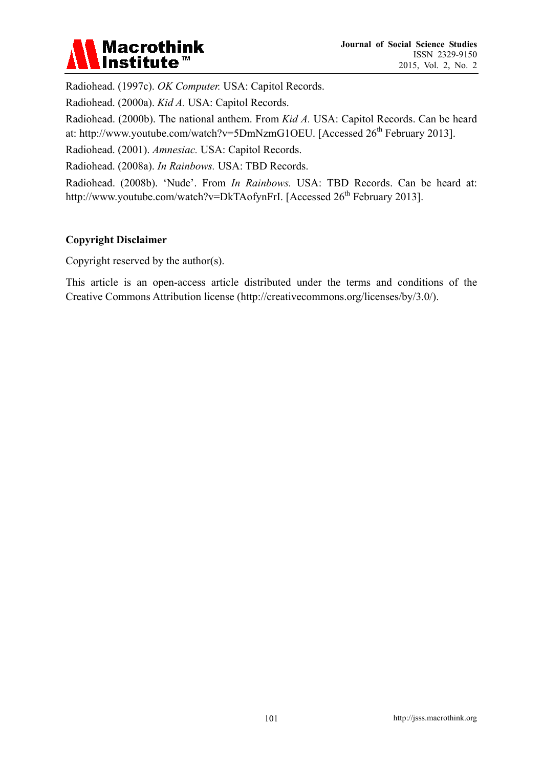Radiohead. (1997c). *OK Computer.* USA: Capitol Records.

Radiohead. (2000a). *Kid A.* USA: Capitol Records.

Radiohead. (2000b). The national anthem. From *Kid A.* USA: Capitol Records. Can be heard at: http://www.youtube.com/watch?v=5DmNzmG1OEU. [Accessed 26th February 2013].

Radiohead. (2001). *Amnesiac.* USA: Capitol Records.

Radiohead. (2008a). *In Rainbows.* USA: TBD Records.

Radiohead. (2008b). 'Nude'. From *In Rainbows.* USA: TBD Records. Can be heard at: http://www.youtube.com/watch?v=DkTAofynFrI. [Accessed 26th February 2013].

**Copyright Disclaimer**

Copyright reserved by the author(s).

This article is an open-access article distributed under the terms and conditions of the Creative Commons Attribution license (http://creativecommons.org/licenses/by/3.0/).